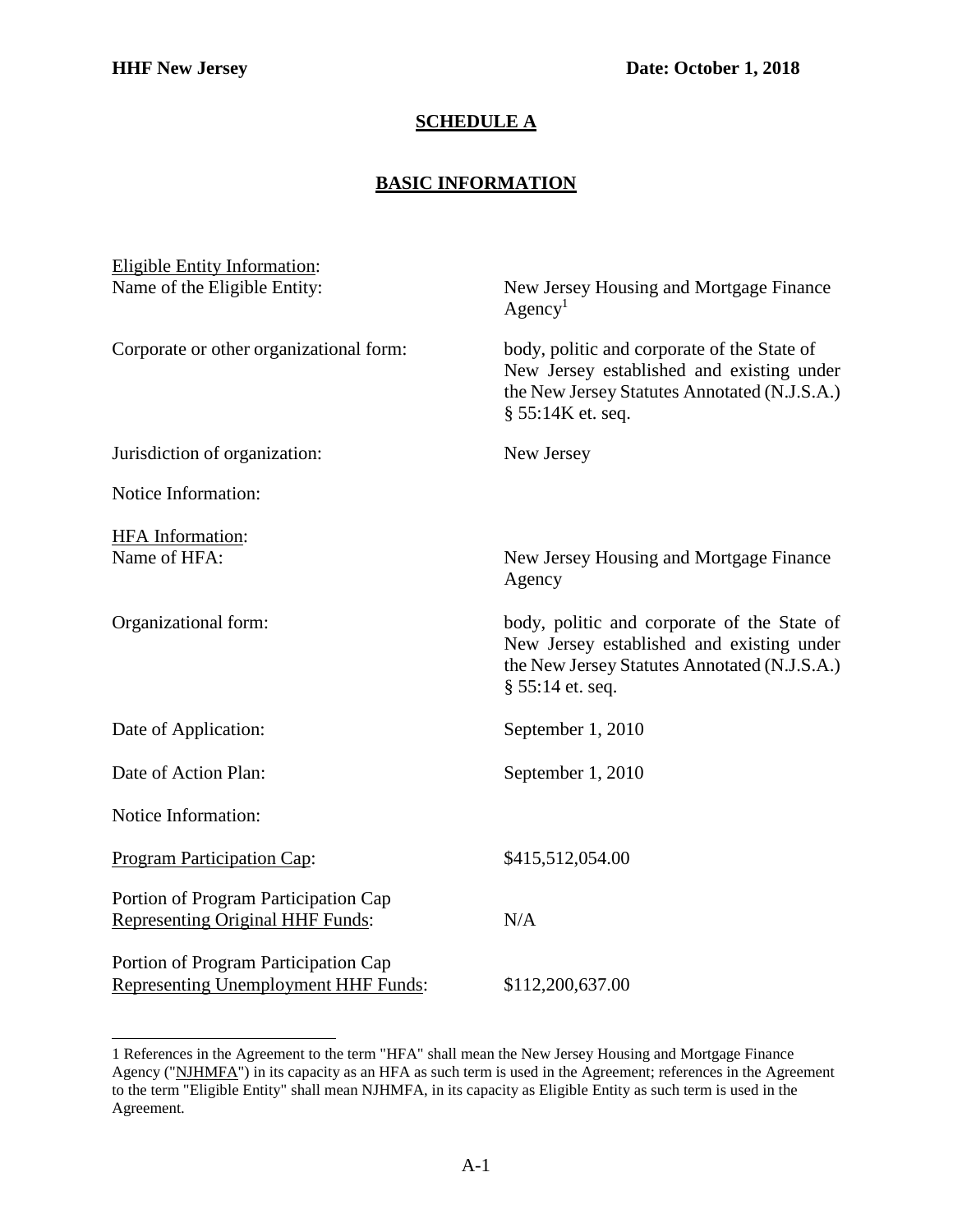**HHF New Jersey** **Date: October 1, 2018**

# SCHEDULE A

## BASIC INFORMATION

| | |
|---|---|
| Eligible Entity Information: | |
| Name of the Eligible Entity: | New Jersey Housing and Mortgage Finance Agency[1] |
| Corporate or other organizational form: | body, politic and corporate of the State of New Jersey established and existing under the New Jersey Statutes Annotated (N.J.S.A.) § 55:14K et. seq. |
| Jurisdiction of organization: | New Jersey |
| Notice Information: | |
| HFA Information: | |
| Name of HFA: | New Jersey Housing and Mortgage Finance Agency |
| Organizational form: | body, politic and corporate of the State of New Jersey established and existing under the New Jersey Statutes Annotated (N.J.S.A.) § 55:14 et. seq. |
| Date of Application: | September 1, 2010 |
| Date of Action Plan: | September 1, 2010 |
| Notice Information: | |
| Program Participation Cap: | $415,512,054.00 |
| Portion of Program Participation Cap Representing Original HHF Funds: | N/A |
| Portion of Program Participation Cap Representing Unemployment HHF Funds: | $112,200,637.00 |

1 References in the Agreement to the term "HFA" shall mean the New Jersey Housing and Mortgage Finance Agency ("NJHMFA") in its capacity as an HFA as such term is used in the Agreement; references in the Agreement to the term "Eligible Entity" shall mean NJHMFA, in its capacity as Eligible Entity as such term is used in the Agreement.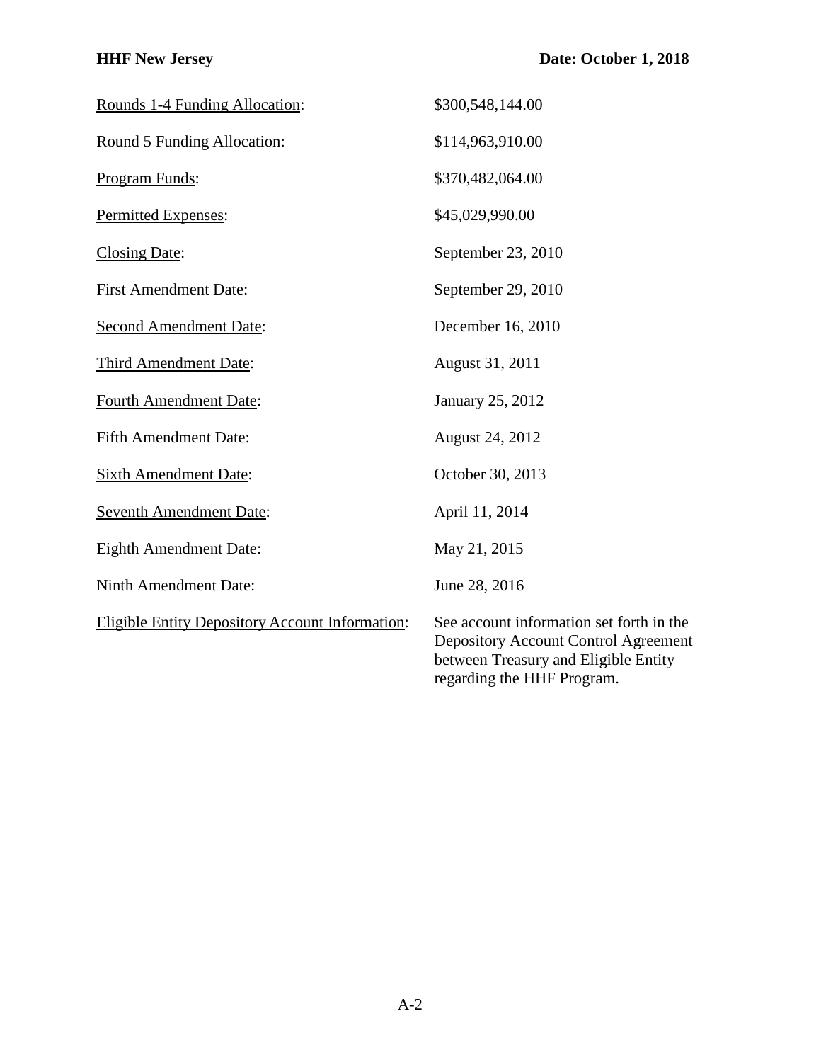| | |
|---|---|
| Rounds 1-4 Funding Allocation: | $300,548,144.00 |
| Round 5 Funding Allocation: | $114,963,910.00 |
| Program Funds: | $370,482,064.00 |
| Permitted Expenses: | $45,029,990.00 |
| Closing Date: | September 23, 2010 |
| First Amendment Date: | September 29, 2010 |
| Second Amendment Date: | December 16, 2010 |
| Third Amendment Date: | August 31, 2011 |
| Fourth Amendment Date: | January 25, 2012 |
| Fifth Amendment Date: | August 24, 2012 |
| Sixth Amendment Date: | October 30, 2013 |
| Seventh Amendment Date: | April 11, 2014 |
| Eighth Amendment Date: | May 21, 2015 |
| Ninth Amendment Date: | June 28, 2016 |
| Eligible Entity Depository Account Information: | See account information set forth in the Depository Account Control Agreement between Treasury and Eligible Entity regarding the HHF Program. |